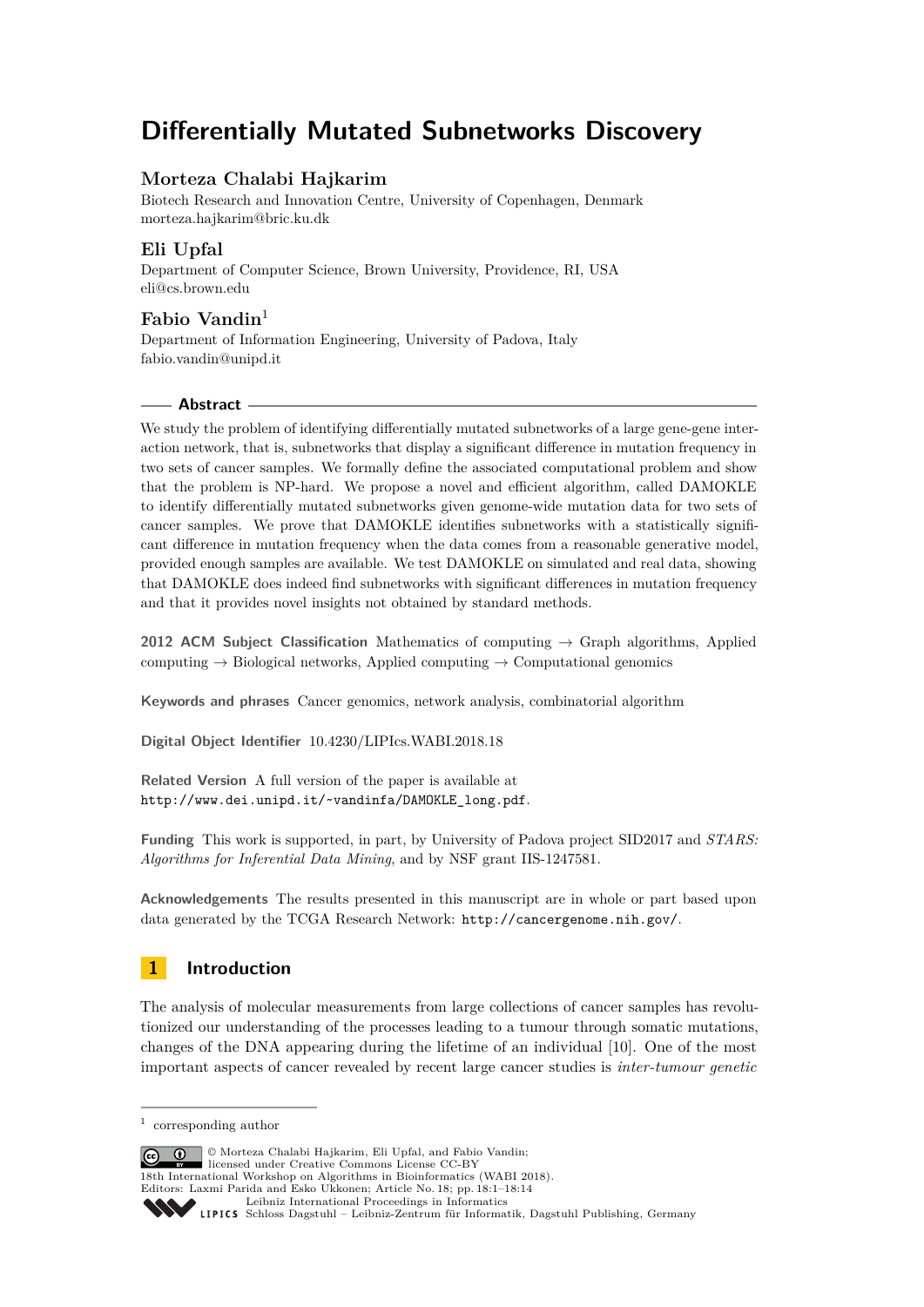# Differentially Mutated Subnetworks Discovery

**Morteza Chalabi Hajkarim**

Biotech Research and Innovation Centre, University of Copenhagen, Denmark
morteza.hajkarim@bric.ku.dk

**Eli Upfal**

Department of Computer Science, Brown University, Providence, RI, USA
eli@cs.brown.edu

**Fabio Vandin**[1]

Department of Information Engineering, University of Padova, Italy
fabio.vandin@unipd.it

## Abstract

We study the problem of identifying differentially mutated subnetworks of a large gene-gene interaction network, that is, subnetworks that display a significant difference in mutation frequency in two sets of cancer samples. We formally define the associated computational problem and show that the problem is NP-hard. We propose a novel and efficient algorithm, called DAMOKLE to identify differentially mutated subnetworks given genome-wide mutation data for two sets of cancer samples. We prove that DAMOKLE identifies subnetworks with a statistically significant difference in mutation frequency when the data comes from a reasonable generative model, provided enough samples are available. We test DAMOKLE on simulated and real data, showing that DAMOKLE does indeed find subnetworks with significant differences in mutation frequency and that it provides novel insights not obtained by standard methods.

**2012 ACM Subject Classification** Mathematics of computing → Graph algorithms, Applied computing → Biological networks, Applied computing → Computational genomics

**Keywords and phrases** Cancer genomics, network analysis, combinatorial algorithm

**Digital Object Identifier** 10.4230/LIPIcs.WABI.2018.18

**Related Version** A full version of the paper is available at http://www.dei.unipd.it/~vandinfa/DAMOKLE_long.pdf.

**Funding** This work is supported, in part, by University of Padova project SID2017 and *STARS: Algorithms for Inferential Data Mining*, and by NSF grant IIS-1247581.

**Acknowledgements** The results presented in this manuscript are in whole or part based upon data generated by the TCGA Research Network: http://cancergenome.nih.gov/.

## 1 Introduction

The analysis of molecular measurements from large collections of cancer samples has revolutionized our understanding of the processes leading to a tumour through somatic mutations, changes of the DNA appearing during the lifetime of an individual [10]. One of the most important aspects of cancer revealed by recent large cancer studies is *inter-tumour genetic*

[1] corresponding author

© Morteza Chalabi Hajkarim, Eli Upfal, and Fabio Vandin; licensed under Creative Commons License CC-BY
18th International Workshop on Algorithms in Bioinformatics (WABI 2018).
Editors: Laxmi Parida and Esko Ukkonen; Article No. 18; pp. 18:1–18:14
Leibniz International Proceedings in Informatics
Schloss Dagstuhl – Leibniz-Zentrum für Informatik, Dagstuhl Publishing, Germany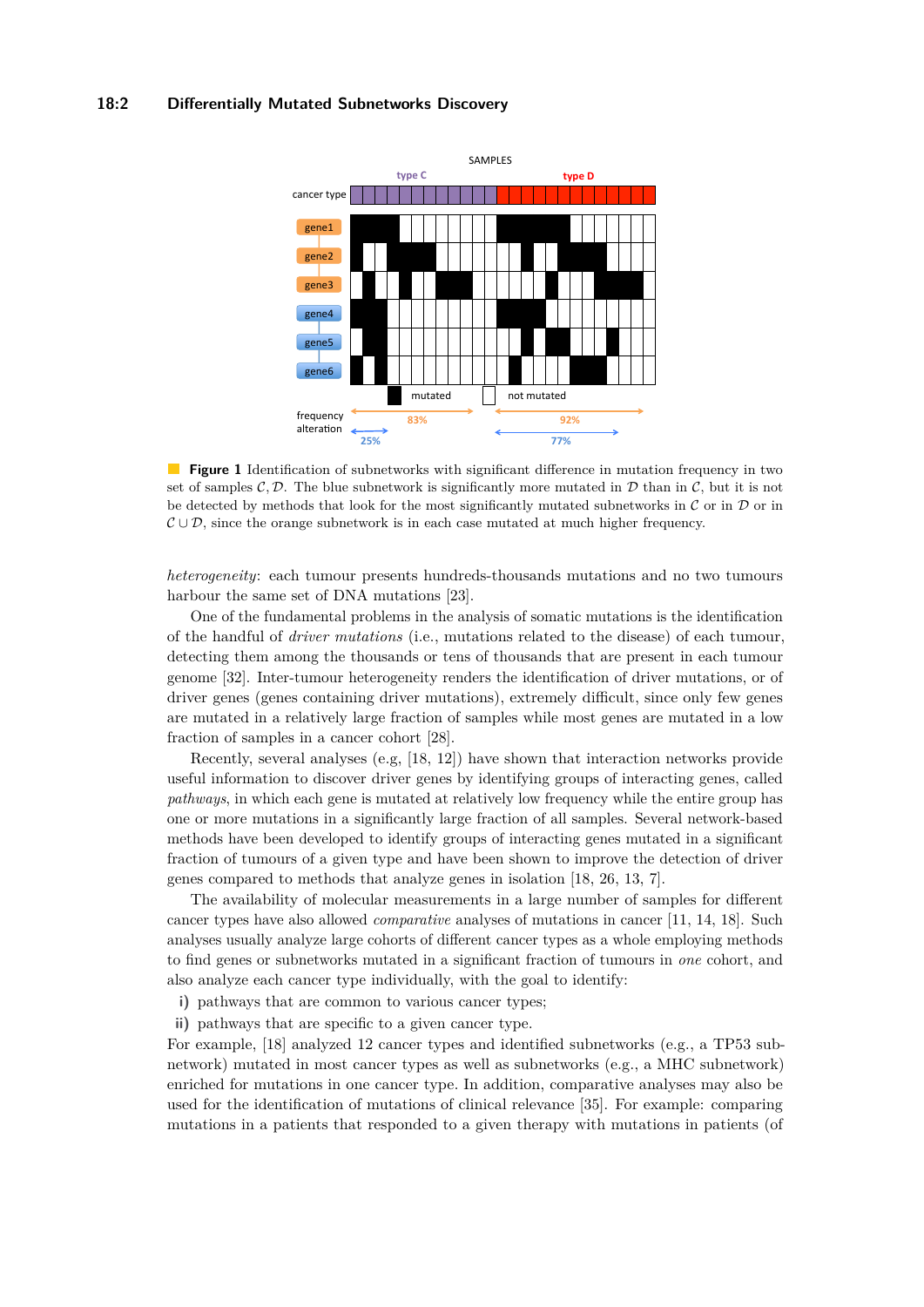**Figure 1** Identification of subnetworks with significant difference in mutation frequency in two set of samples $\mathcal{C}, \mathcal{D}$. The blue subnetwork is significantly more mutated in $\mathcal{D}$ than in $\mathcal{C}$, but it is not be detected by methods that look for the most significantly mutated subnetworks in $\mathcal{C}$ or in $\mathcal{D}$ or in $\mathcal{C} \cup \mathcal{D}$, since the orange subnetwork is in each case mutated at much higher frequency.

*heterogeneity*: each tumour presents hundreds-thousands mutations and no two tumours harbour the same set of DNA mutations [23].

One of the fundamental problems in the analysis of somatic mutations is the identification of the handful of *driver mutations* (i.e., mutations related to the disease) of each tumour, detecting them among the thousands or tens of thousands that are present in each tumour genome [32]. Inter-tumour heterogeneity renders the identification of driver mutations, or of driver genes (genes containing driver mutations), extremely difficult, since only few genes are mutated in a relatively large fraction of samples while most genes are mutated in a low fraction of samples in a cancer cohort [28].

Recently, several analyses (e.g, [18, 12]) have shown that interaction networks provide useful information to discover driver genes by identifying groups of interacting genes, called *pathways*, in which each gene is mutated at relatively low frequency while the entire group has one or more mutations in a significantly large fraction of all samples. Several network-based methods have been developed to identify groups of interacting genes mutated in a significant fraction of tumours of a given type and have been shown to improve the detection of driver genes compared to methods that analyze genes in isolation [18, 26, 13, 7].

The availability of molecular measurements in a large number of samples for different cancer types have also allowed *comparative* analyses of mutations in cancer [11, 14, 18]. Such analyses usually analyze large cohorts of different cancer types as a whole employing methods to find genes or subnetworks mutated in a significant fraction of tumours in *one* cohort, and also analyze each cancer type individually, with the goal to identify:

**i)** pathways that are common to various cancer types;

**ii)** pathways that are specific to a given cancer type.

For example, [18] analyzed 12 cancer types and identified subnetworks (e.g., a TP53 subnetwork) mutated in most cancer types as well as subnetworks (e.g., a MHC subnetwork) enriched for mutations in one cancer type. In addition, comparative analyses may also be used for the identification of mutations of clinical relevance [35]. For example: comparing mutations in a patients that responded to a given therapy with mutations in patients (of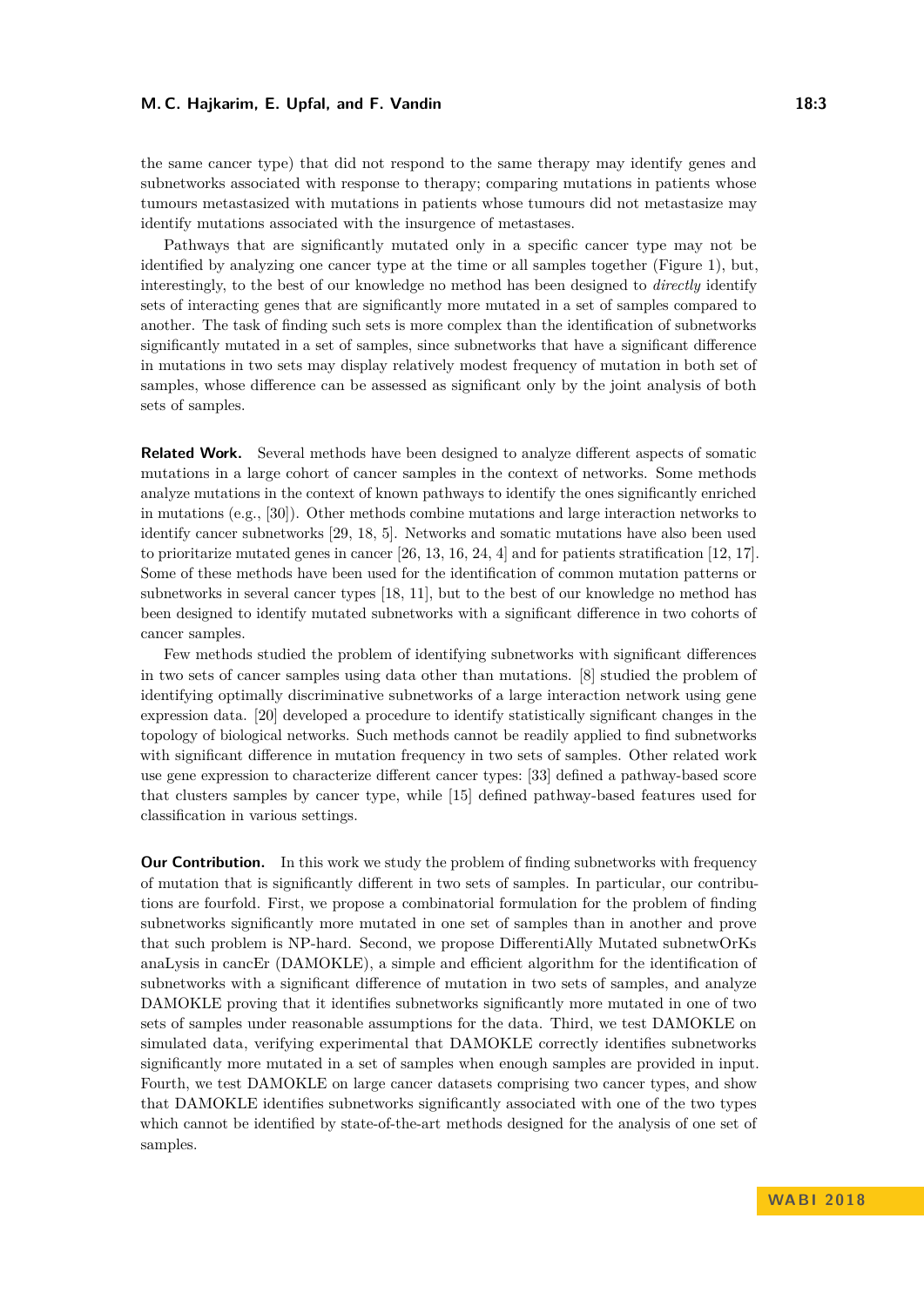the same cancer type) that did not respond to the same therapy may identify genes and subnetworks associated with response to therapy; comparing mutations in patients whose tumours metastasized with mutations in patients whose tumours did not metastasize may identify mutations associated with the insurgence of metastases.

Pathways that are significantly mutated only in a specific cancer type may not be identified by analyzing one cancer type at the time or all samples together (Figure 1), but, interestingly, to the best of our knowledge no method has been designed to *directly* identify sets of interacting genes that are significantly more mutated in a set of samples compared to another. The task of finding such sets is more complex than the identification of subnetworks significantly mutated in a set of samples, since subnetworks that have a significant difference in mutations in two sets may display relatively modest frequency of mutation in both set of samples, whose difference can be assessed as significant only by the joint analysis of both sets of samples.

**Related Work.** Several methods have been designed to analyze different aspects of somatic mutations in a large cohort of cancer samples in the context of networks. Some methods analyze mutations in the context of known pathways to identify the ones significantly enriched in mutations (e.g., [30]). Other methods combine mutations and large interaction networks to identify cancer subnetworks [29, 18, 5]. Networks and somatic mutations have also been used to prioritarize mutated genes in cancer [26, 13, 16, 24, 4] and for patients stratification [12, 17]. Some of these methods have been used for the identification of common mutation patterns or subnetworks in several cancer types [18, 11], but to the best of our knowledge no method has been designed to identify mutated subnetworks with a significant difference in two cohorts of cancer samples.

Few methods studied the problem of identifying subnetworks with significant differences in two sets of cancer samples using data other than mutations. [8] studied the problem of identifying optimally discriminative subnetworks of a large interaction network using gene expression data. [20] developed a procedure to identify statistically significant changes in the topology of biological networks. Such methods cannot be readily applied to find subnetworks with significant difference in mutation frequency in two sets of samples. Other related work use gene expression to characterize different cancer types: [33] defined a pathway-based score that clusters samples by cancer type, while [15] defined pathway-based features used for classification in various settings.

**Our Contribution.** In this work we study the problem of finding subnetworks with frequency of mutation that is significantly different in two sets of samples. In particular, our contributions are fourfold. First, we propose a combinatorial formulation for the problem of finding subnetworks significantly more mutated in one set of samples than in another and prove that such problem is NP-hard. Second, we propose DifferentiAlly Mutated subnetwOrKs anaLysis in cancEr (DAMOKLE), a simple and efficient algorithm for the identification of subnetworks with a significant difference of mutation in two sets of samples, and analyze DAMOKLE proving that it identifies subnetworks significantly more mutated in one of two sets of samples under reasonable assumptions for the data. Third, we test DAMOKLE on simulated data, verifying experimental that DAMOKLE correctly identifies subnetworks significantly more mutated in a set of samples when enough samples are provided in input. Fourth, we test DAMOKLE on large cancer datasets comprising two cancer types, and show that DAMOKLE identifies subnetworks significantly associated with one of the two types which cannot be identified by state-of-the-art methods designed for the analysis of one set of samples.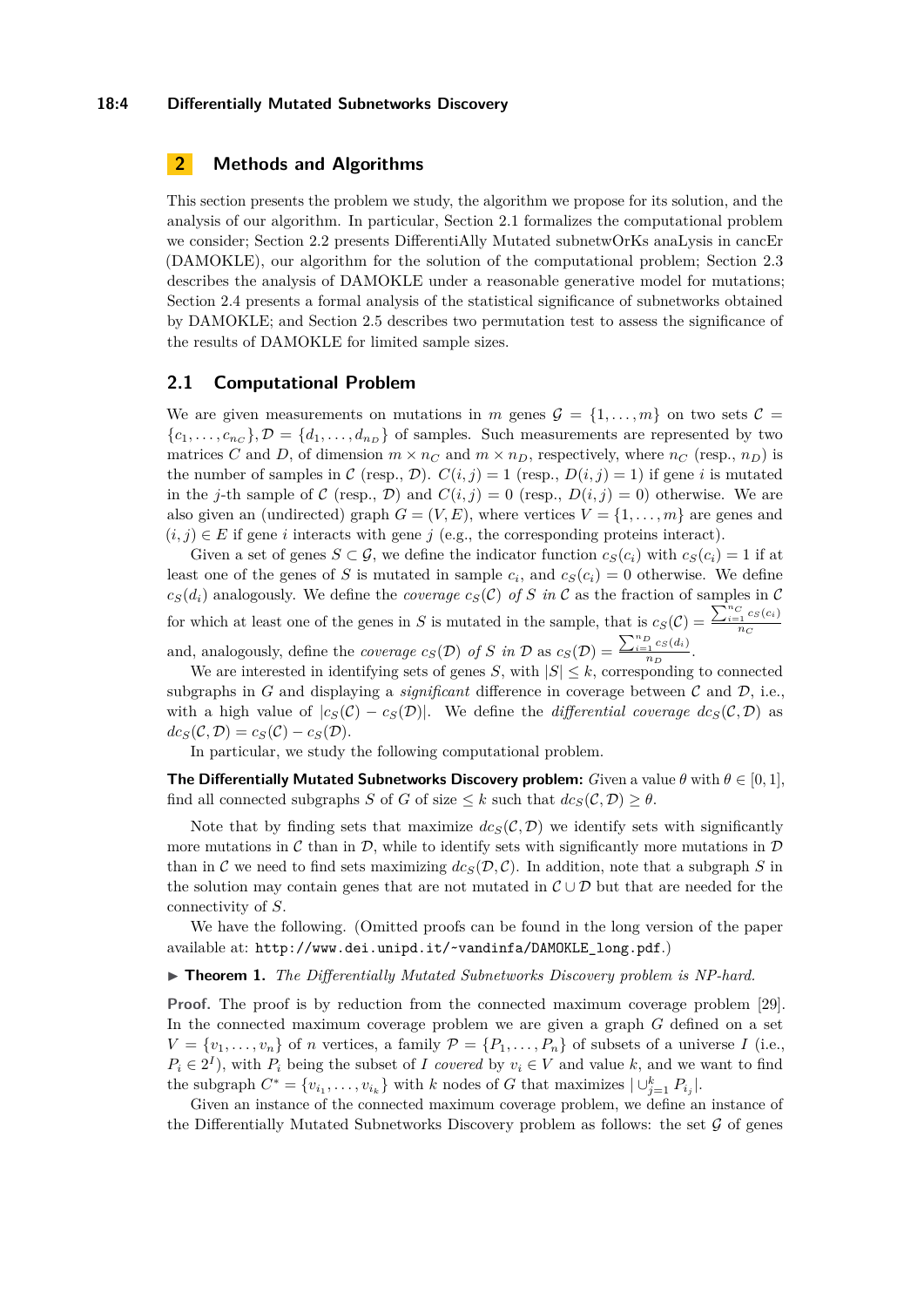## 2 Methods and Algorithms

This section presents the problem we study, the algorithm we propose for its solution, and the analysis of our algorithm. In particular, Section 2.1 formalizes the computational problem we consider; Section 2.2 presents DifferentiAlly Mutated subnetwOrKs anaLysis in cancEr (DAMOKLE), our algorithm for the solution of the computational problem; Section 2.3 describes the analysis of DAMOKLE under a reasonable generative model for mutations; Section 2.4 presents a formal analysis of the statistical significance of subnetworks obtained by DAMOKLE; and Section 2.5 describes two permutation test to assess the significance of the results of DAMOKLE for limited sample sizes.

### 2.1 Computational Problem

We are given measurements on mutations in $m$ genes $\mathcal{G} = \{1, \dots, m\}$ on two sets $\mathcal{C} = \{c_1, \dots, c_{n_C}\}, \mathcal{D} = \{d_1, \dots, d_{n_D}\}$ of samples. Such measurements are represented by two matrices $C$ and $D$, of dimension $m \times n_C$ and $m \times n_D$, respectively, where $n_C$ (resp., $n_D$) is the number of samples in $\mathcal{C}$ (resp., $\mathcal{D}$). $C(i,j) = 1$ (resp., $D(i,j) = 1$) if gene $i$ is mutated in the $j$-th sample of $\mathcal{C}$ (resp., $\mathcal{D}$) and $C(i,j) = 0$ (resp., $D(i,j) = 0$) otherwise. We are also given an (undirected) graph $G = (V, E)$, where vertices $V = \{1, \dots, m\}$ are genes and $(i,j) \in E$ if gene $i$ interacts with gene $j$ (e.g., the corresponding proteins interact).

Given a set of genes $S \subset \mathcal{G}$, we define the indicator function $c_S(c_i)$ with $c_S(c_i) = 1$ if at least one of the genes of $S$ is mutated in sample $c_i$, and $c_S(c_i) = 0$ otherwise. We define $c_S(d_i)$ analogously. We define the *coverage* $c_S(\mathcal{C})$ *of* $S$ *in* $\mathcal{C}$ as the fraction of samples in $\mathcal{C}$ for which at least one of the genes in $S$ is mutated in the sample, that is $c_S(\mathcal{C}) = \frac{\sum_{i=1}^{n_C} c_S(c_i)}{n_C}$ and, analogously, define the *coverage* $c_S(\mathcal{D})$ *of* $S$ *in* $\mathcal{D}$ as $c_S(\mathcal{D}) = \frac{\sum_{i=1}^{n_D} c_S(d_i)}{n_D}$.

We are interested in identifying sets of genes $S$, with $|S| \leq k$, corresponding to connected subgraphs in $G$ and displaying a *significant* difference in coverage between $\mathcal{C}$ and $\mathcal{D}$, i.e., with a high value of $|c_S(\mathcal{C}) - c_S(\mathcal{D})|$. We define the *differential coverage* $dc_S(\mathcal{C}, \mathcal{D})$ as $dc_S(\mathcal{C}, \mathcal{D}) = c_S(\mathcal{C}) - c_S(\mathcal{D})$.

In particular, we study the following computational problem.

**The Differentially Mutated Subnetworks Discovery problem:** *Given a value $\theta$ with $\theta \in [0,1]$, find all connected subgraphs $S$ of $G$ of size $\leq k$ such that $dc_S(\mathcal{C}, \mathcal{D}) \geq \theta$.*

Note that by finding sets that maximize $dc_S(\mathcal{C}, \mathcal{D})$ we identify sets with significantly more mutations in $\mathcal{C}$ than in $\mathcal{D}$, while to identify sets with significantly more mutations in $\mathcal{D}$ than in $\mathcal{C}$ we need to find sets maximizing $dc_S(\mathcal{D}, \mathcal{C})$. In addition, note that a subgraph $S$ in the solution may contain genes that are not mutated in $\mathcal{C} \cup \mathcal{D}$ but that are needed for the connectivity of $S$.

We have the following. (Omitted proofs can be found in the long version of the paper available at: `http://www.dei.unipd.it/~vandinfa/DAMOKLE_long.pdf`.)

▶ **Theorem 1.** *The Differentially Mutated Subnetworks Discovery problem is NP-hard.*

**Proof.** The proof is by reduction from the connected maximum coverage problem [29]. In the connected maximum coverage problem we are given a graph $G$ defined on a set $V = \{v_1, \dots, v_n\}$ of $n$ vertices, a family $\mathcal{P} = \{P_1, \dots, P_n\}$ of subsets of a universe $I$ (i.e., $P_i \in 2^I$), with $P_i$ being the subset of $I$ *covered* by $v_i \in V$ and value $k$, and we want to find the subgraph $C^* = \{v_{i_1}, \dots, v_{i_k}\}$ with $k$ nodes of $G$ that maximizes $|\cup_{j=1}^{k} P_{i_j}|$.

Given an instance of the connected maximum coverage problem, we define an instance of the Differentially Mutated Subnetworks Discovery problem as follows: the set $\mathcal{G}$ of genes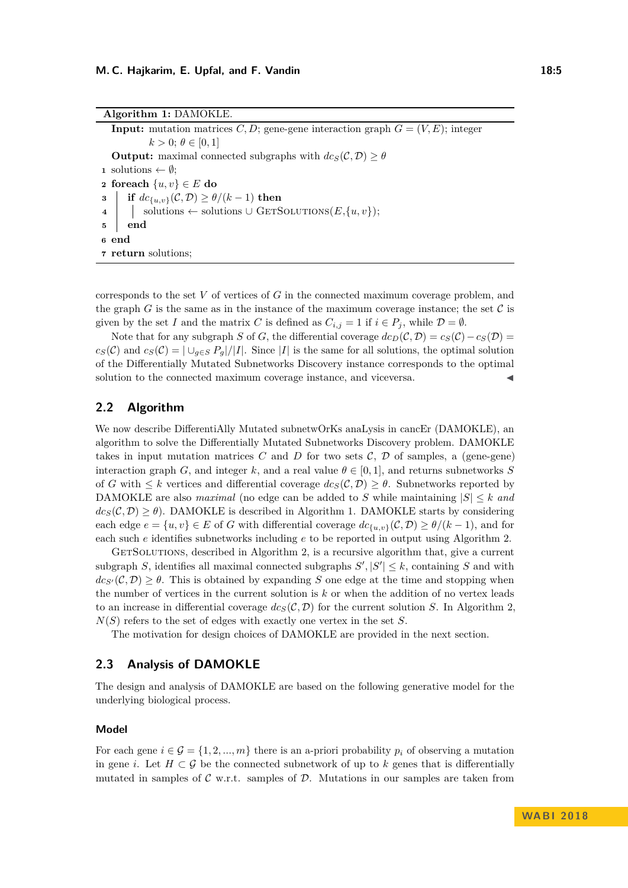**Algorithm 1:** DAMOKLE.

```
  Input: mutation matrices C, D; gene-gene interaction graph G = (V, E); integer
         k > 0; θ ∈ [0, 1]
  Output: maximal connected subgraphs with dc_S(𝒞, 𝒟) ≥ θ
1 solutions ← ∅;
2 foreach {u, v} ∈ E do
3 |  if dc_{u,v}(𝒞, 𝒟) ≥ θ/(k − 1) then
4 |  |  solutions ← solutions ∪ GetSolutions(E, {u, v});
5 |  end
6 end
7 return solutions;
```

corresponds to the set $V$ of vertices of $G$ in the connected maximum coverage problem, and the graph $G$ is the same as in the instance of the maximum coverage instance; the set $\mathcal{C}$ is given by the set $I$ and the matrix $C$ is defined as $C_{i,j} = 1$ if $i \in P_j$, while $\mathcal{D} = \emptyset$.

Note that for any subgraph $S$ of $G$, the differential coverage $dc_D(\mathcal{C}, \mathcal{D}) = c_S(\mathcal{C}) - c_S(\mathcal{D}) = c_S(\mathcal{C})$ and $c_S(\mathcal{C}) = |\cup_{g \in S} P_g|/|I|$. Since $|I|$ is the same for all solutions, the optimal solution of the Differentially Mutated Subnetworks Discovery instance corresponds to the optimal solution to the connected maximum coverage instance, and viceversa. ◀

## 2.2 Algorithm

We now describe DifferentiAlly Mutated subnetwOrKs anaLysis in cancEr (DAMOKLE), an algorithm to solve the Differentially Mutated Subnetworks Discovery problem. DAMOKLE takes in input mutation matrices $C$ and $D$ for two sets $\mathcal{C}$, $\mathcal{D}$ of samples, a (gene-gene) interaction graph $G$, and integer $k$, and a real value $\theta \in [0, 1]$, and returns subnetworks $S$ of $G$ with $\leq k$ vertices and differential coverage $dc_S(\mathcal{C}, \mathcal{D}) \geq \theta$. Subnetworks reported by DAMOKLE are also *maximal* (no edge can be added to $S$ while maintaining $|S| \leq k$ *and* $dc_S(\mathcal{C}, \mathcal{D}) \geq \theta$). DAMOKLE is described in Algorithm 1. DAMOKLE starts by considering each edge $e = \{u, v\} \in E$ of $G$ with differential coverage $dc_{\{u,v\}}(\mathcal{C}, \mathcal{D}) \geq \theta/(k-1)$, and for each such $e$ identifies subnetworks including $e$ to be reported in output using Algorithm 2.

GetSolutions, described in Algorithm 2, is a recursive algorithm that, give a current subgraph $S$, identifies all maximal connected subgraphs $S', |S'| \leq k$, containing $S$ and with $dc_{S'}(\mathcal{C}, \mathcal{D}) \geq \theta$. This is obtained by expanding $S$ one edge at the time and stopping when the number of vertices in the current solution is $k$ or when the addition of no vertex leads to an increase in differential coverage $dc_S(\mathcal{C}, \mathcal{D})$ for the current solution $S$. In Algorithm 2, $N(S)$ refers to the set of edges with exactly one vertex in the set $S$.

The motivation for design choices of DAMOKLE are provided in the next section.

## 2.3 Analysis of DAMOKLE

The design and analysis of DAMOKLE are based on the following generative model for the underlying biological process.

### Model

For each gene $i \in \mathcal{G} = \{1, 2, ..., m\}$ there is an a-priori probability $p_i$ of observing a mutation in gene $i$. Let $H \subset \mathcal{G}$ be the connected subnetwork of up to $k$ genes that is differentially mutated in samples of $\mathcal{C}$ w.r.t. samples of $\mathcal{D}$. Mutations in our samples are taken from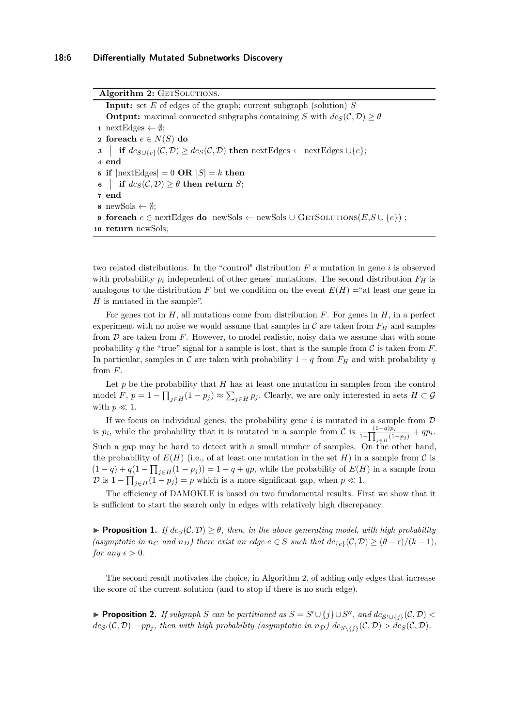**Algorithm 2:** GetSolutions.

**Input:** set $E$ of edges of the graph; current subgraph (solution) $S$
**Output:** maximal connected subgraphs containing $S$ with $dc_S(\mathcal{C}, \mathcal{D}) \geq \theta$

```
1  nextEdges ← ∅;
2  foreach e ∈ N(S) do
3  |   if dc_{S∪{e}}(C, D) ≥ dc_S(C, D) then nextEdges ← nextEdges ∪{e};
4  end
5  if |nextEdges| = 0 OR |S| = k then
6  |   if dc_S(C, D) ≥ θ then return S;
7  end
8  newSols ← ∅;
9  foreach e ∈ nextEdges do  newSols ← newSols ∪ GetSolutions(E,S ∪ {e}) ;
10 return newSols;
```

two related distributions. In the "control" distribution $F$ a mutation in gene $i$ is observed with probability $p_i$ independent of other genes' mutations. The second distribution $F_H$ is analogous to the distribution $F$ but we condition on the event $E(H)$ ="at least one gene in $H$ is mutated in the sample".

For genes not in $H$, all mutations come from distribution $F$. For genes in $H$, in a perfect experiment with no noise we would assume that samples in $\mathcal{C}$ are taken from $F_H$ and samples from $\mathcal{D}$ are taken from $F$. However, to model realistic, noisy data we assume that with some probability $q$ the "true" signal for a sample is lost, that is the sample from $\mathcal{C}$ is taken from $F$. In particular, samples in $\mathcal{C}$ are taken with probability $1-q$ from $F_H$ and with probability $q$ from $F$.

Let $p$ be the probability that $H$ has at least one mutation in samples from the control model $F$, $p = 1 - \prod_{j \in H}(1-p_j) \approx \sum_{j \in H} p_j$. Clearly, we are only interested in sets $H \subset \mathcal{G}$ with $p \ll 1$.

If we focus on individual genes, the probability gene $i$ is mutated in a sample from $\mathcal{D}$ is $p_i$, while the probability that it is mutated in a sample from $\mathcal{C}$ is $\frac{(1-q)p_i}{1-\prod_{j \in H}(1-p_j)} + qp_i$. Such a gap may be hard to detect with a small number of samples. On the other hand, the probability of $E(H)$ (i.e., of at least one mutation in the set $H$) in a sample from $\mathcal{C}$ is $(1-q) + q(1 - \prod_{j \in H}(1-p_j)) = 1 - q + qp$, while the probability of $E(H)$ in a sample from $\mathcal{D}$ is $1 - \prod_{j \in H}(1-p_j) = p$ which is a more significant gap, when $p \ll 1$.

The efficiency of DAMOKLE is based on two fundamental results. First we show that it is sufficient to start the search only in edges with relatively high discrepancy.

▶ **Proposition 1.** *If $dc_S(\mathcal{C}, \mathcal{D}) \geq \theta$, then, in the above generating model, with high probability (asymptotic in $n_C$ and $n_D$) there exist an edge $e \in S$ such that $dc_{\{e\}}(\mathcal{C}, \mathcal{D}) \geq (\theta - \epsilon)/(k-1)$, for any $\epsilon > 0$.*

The second result motivates the choice, in Algorithm 2, of adding only edges that increase the score of the current solution (and to stop if there is no such edge).

▶ **Proposition 2.** *If subgraph $S$ can be partitioned as $S = S' \cup \{j\} \cup S''$, and $dc_{\mathcal{S}' \cup \{j\}}(\mathcal{C}, \mathcal{D}) < dc_{\mathcal{S}'}(\mathcal{C}, \mathcal{D}) - pp_j$, then with high probability (asymptotic in $n_{\mathcal{D}}$) $dc_{S \setminus \{j\}}(\mathcal{C}, \mathcal{D}) > dc_S(\mathcal{C}, \mathcal{D})$.*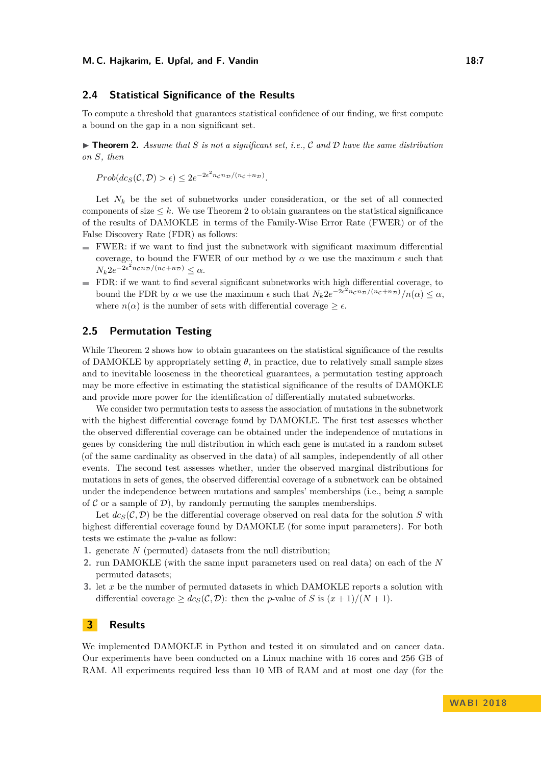## 2.4 Statistical Significance of the Results

To compute a threshold that guarantees statistical confidence of our finding, we first compute a bound on the gap in a non significant set.

▶ **Theorem 2.** *Assume that $S$ is not a significant set, i.e., $\mathcal{C}$ and $\mathcal{D}$ have the same distribution on $S$, then*

$$Prob(dc_S(\mathcal{C}, \mathcal{D}) > \epsilon) \leq 2e^{-2\epsilon^2 n_\mathcal{C} n_\mathcal{D}/(n_\mathcal{C}+n_\mathcal{D})}.$$

Let $N_k$ be the set of subnetworks under consideration, or the set of all connected components of size $\leq k$. We use Theorem 2 to obtain guarantees on the statistical significance of the results of DAMOKLE in terms of the Family-Wise Error Rate (FWER) or of the False Discovery Rate (FDR) as follows:

- FWER: if we want to find just the subnetwork with significant maximum differential coverage, to bound the FWER of our method by $\alpha$ we use the maximum $\epsilon$ such that $N_k 2e^{-2\epsilon^2 n_\mathcal{C} n_\mathcal{D}/(n_\mathcal{C}+n_\mathcal{D})} \leq \alpha$.
- FDR: if we want to find several significant subnetworks with high differential coverage, to bound the FDR by $\alpha$ we use the maximum $\epsilon$ such that $N_k 2e^{-2\epsilon^2 n_\mathcal{C} n_\mathcal{D}/(n_\mathcal{C}+n_\mathcal{D})}/n(\alpha) \leq \alpha$, where $n(\alpha)$ is the number of sets with differential coverage $\geq \epsilon$.

## 2.5 Permutation Testing

While Theorem 2 shows how to obtain guarantees on the statistical significance of the results of DAMOKLE by appropriately setting $\theta$, in practice, due to relatively small sample sizes and to inevitable looseness in the theoretical guarantees, a permutation testing approach may be more effective in estimating the statistical significance of the results of DAMOKLE and provide more power for the identification of differentially mutated subnetworks.

We consider two permutation tests to assess the association of mutations in the subnetwork with the highest differential coverage found by DAMOKLE. The first test assesses whether the observed differential coverage can be obtained under the independence of mutations in genes by considering the null distribution in which each gene is mutated in a random subset (of the same cardinality as observed in the data) of all samples, independently of all other events. The second test assesses whether, under the observed marginal distributions for mutations in sets of genes, the observed differential coverage of a subnetwork can be obtained under the independence between mutations and samples' memberships (i.e., being a sample of $\mathcal{C}$ or a sample of $\mathcal{D}$), by randomly permuting the samples memberships.

Let $dc_S(\mathcal{C}, \mathcal{D})$ be the differential coverage observed on real data for the solution $S$ with highest differential coverage found by DAMOKLE (for some input parameters). For both tests we estimate the $p$-value as follow:

1. generate $N$ (permuted) datasets from the null distribution;
2. run DAMOKLE (with the same input parameters used on real data) on each of the $N$ permuted datasets;
3. let $x$ be the number of permuted datasets in which DAMOKLE reports a solution with differential coverage $\geq dc_S(\mathcal{C}, \mathcal{D})$: then the $p$-value of $S$ is $(x + 1)/(N + 1)$.

# 3 Results

We implemented DAMOKLE in Python and tested it on simulated and on cancer data. Our experiments have been conducted on a Linux machine with 16 cores and 256 GB of RAM. All experiments required less than 10 MB of RAM and at most one day (for the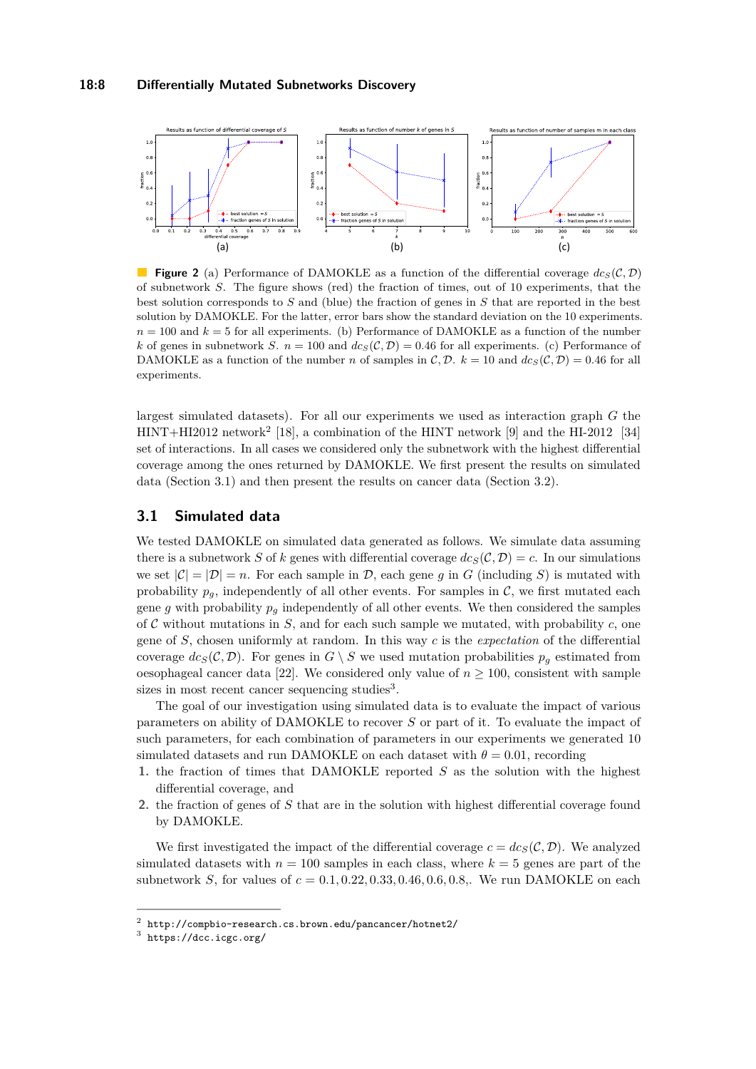**Figure 2** (a) Performance of DAMOKLE as a function of the differential coverage $dc_S(\mathcal{C}, \mathcal{D})$ of subnetwork $S$. The figure shows (red) the fraction of times, out of 10 experiments, that the best solution corresponds to $S$ and (blue) the fraction of genes in $S$ that are reported in the best solution by DAMOKLE. For the latter, error bars show the standard deviation on the 10 experiments. $n = 100$ and $k = 5$ for all experiments. (b) Performance of DAMOKLE as a function of the number $k$ of genes in subnetwork $S$. $n = 100$ and $dc_S(\mathcal{C}, \mathcal{D}) = 0.46$ for all experiments. (c) Performance of DAMOKLE as a function of the number $n$ of samples in $\mathcal{C}, \mathcal{D}$. $k = 10$ and $dc_S(\mathcal{C}, \mathcal{D}) = 0.46$ for all experiments.

largest simulated datasets). For all our experiments we used as interaction graph $G$ the HINT+HI2012 network[2] [18], a combination of the HINT network [9] and the HI-2012 [34] set of interactions. In all cases we considered only the subnetwork with the highest differential coverage among the ones returned by DAMOKLE. We first present the results on simulated data (Section 3.1) and then present the results on cancer data (Section 3.2).

## 3.1 Simulated data

We tested DAMOKLE on simulated data generated as follows. We simulate data assuming there is a subnetwork $S$ of $k$ genes with differential coverage $dc_S(\mathcal{C}, \mathcal{D}) = c$. In our simulations we set $|\mathcal{C}| = |\mathcal{D}| = n$. For each sample in $\mathcal{D}$, each gene $g$ in $G$ (including $S$) is mutated with probability $p_g$, independently of all other events. For samples in $\mathcal{C}$, we first mutated each gene $g$ with probability $p_g$ independently of all other events. We then considered the samples of $\mathcal{C}$ without mutations in $S$, and for each such sample we mutated, with probability $c$, one gene of $S$, chosen uniformly at random. In this way $c$ is the *expectation* of the differential coverage $dc_S(\mathcal{C}, \mathcal{D})$. For genes in $G \setminus S$ we used mutation probabilities $p_g$ estimated from oesophageal cancer data [22]. We considered only value of $n \geq 100$, consistent with sample sizes in most recent cancer sequencing studies[3].

The goal of our investigation using simulated data is to evaluate the impact of various parameters on ability of DAMOKLE to recover $S$ or part of it. To evaluate the impact of such parameters, for each combination of parameters in our experiments we generated 10 simulated datasets and run DAMOKLE on each dataset with $\theta = 0.01$, recording

1. the fraction of times that DAMOKLE reported $S$ as the solution with the highest differential coverage, and
2. the fraction of genes of $S$ that are in the solution with highest differential coverage found by DAMOKLE.

We first investigated the impact of the differential coverage $c = dc_S(\mathcal{C}, \mathcal{D})$. We analyzed simulated datasets with $n = 100$ samples in each class, where $k = 5$ genes are part of the subnetwork $S$, for values of $c = 0.1, 0.22, 0.33, 0.46, 0.6, 0.8$,. We run DAMOKLE on each

[2] http://compbio-research.cs.brown.edu/pancancer/hotnet2/
[3] https://dcc.icgc.org/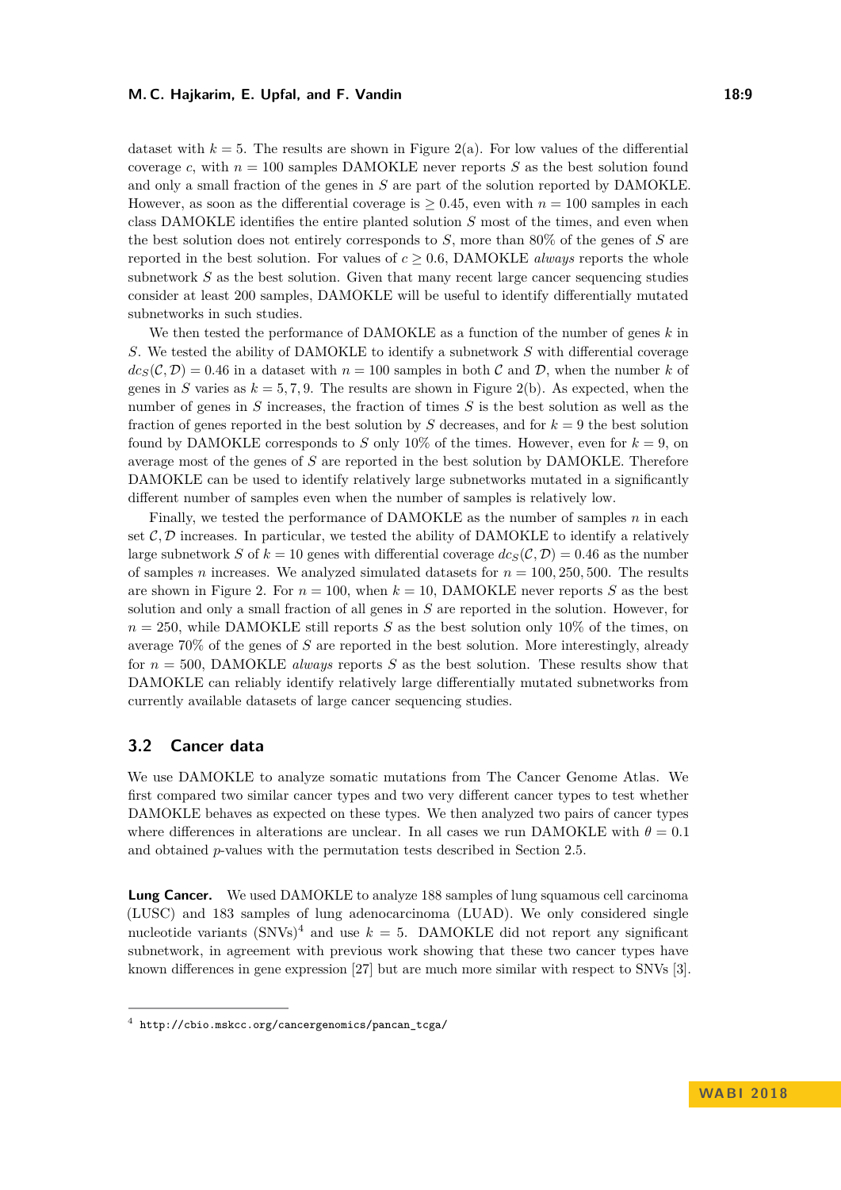dataset with $k = 5$. The results are shown in Figure 2(a). For low values of the differential coverage $c$, with $n = 100$ samples DAMOKLE never reports $S$ as the best solution found and only a small fraction of the genes in $S$ are part of the solution reported by DAMOKLE. However, as soon as the differential coverage is $\geq 0.45$, even with $n = 100$ samples in each class DAMOKLE identifies the entire planted solution $S$ most of the times, and even when the best solution does not entirely corresponds to $S$, more than 80% of the genes of $S$ are reported in the best solution. For values of $c \geq 0.6$, DAMOKLE *always* reports the whole subnetwork $S$ as the best solution. Given that many recent large cancer sequencing studies consider at least 200 samples, DAMOKLE will be useful to identify differentially mutated subnetworks in such studies.

We then tested the performance of DAMOKLE as a function of the number of genes $k$ in $S$. We tested the ability of DAMOKLE to identify a subnetwork $S$ with differential coverage $dc_S(\mathcal{C}, \mathcal{D}) = 0.46$ in a dataset with $n = 100$ samples in both $\mathcal{C}$ and $\mathcal{D}$, when the number $k$ of genes in $S$ varies as $k = 5, 7, 9$. The results are shown in Figure 2(b). As expected, when the number of genes in $S$ increases, the fraction of times $S$ is the best solution as well as the fraction of genes reported in the best solution by $S$ decreases, and for $k = 9$ the best solution found by DAMOKLE corresponds to $S$ only 10% of the times. However, even for $k = 9$, on average most of the genes of $S$ are reported in the best solution by DAMOKLE. Therefore DAMOKLE can be used to identify relatively large subnetworks mutated in a significantly different number of samples even when the number of samples is relatively low.

Finally, we tested the performance of DAMOKLE as the number of samples $n$ in each set $\mathcal{C}, \mathcal{D}$ increases. In particular, we tested the ability of DAMOKLE to identify a relatively large subnetwork $S$ of $k = 10$ genes with differential coverage $dc_S(\mathcal{C}, \mathcal{D}) = 0.46$ as the number of samples $n$ increases. We analyzed simulated datasets for $n = 100, 250, 500$. The results are shown in Figure 2. For $n = 100$, when $k = 10$, DAMOKLE never reports $S$ as the best solution and only a small fraction of all genes in $S$ are reported in the solution. However, for $n = 250$, while DAMOKLE still reports $S$ as the best solution only 10% of the times, on average 70% of the genes of $S$ are reported in the best solution. More interestingly, already for $n = 500$, DAMOKLE *always* reports $S$ as the best solution. These results show that DAMOKLE can reliably identify relatively large differentially mutated subnetworks from currently available datasets of large cancer sequencing studies.

## 3.2 Cancer data

We use DAMOKLE to analyze somatic mutations from The Cancer Genome Atlas. We first compared two similar cancer types and two very different cancer types to test whether DAMOKLE behaves as expected on these types. We then analyzed two pairs of cancer types where differences in alterations are unclear. In all cases we run DAMOKLE with $\theta = 0.1$ and obtained $p$-values with the permutation tests described in Section 2.5.

**Lung Cancer.** We used DAMOKLE to analyze 188 samples of lung squamous cell carcinoma (LUSC) and 183 samples of lung adenocarcinoma (LUAD). We only considered single nucleotide variants (SNVs)[4] and use $k = 5$. DAMOKLE did not report any significant subnetwork, in agreement with previous work showing that these two cancer types have known differences in gene expression [27] but are much more similar with respect to SNVs [3].

[4] http://cbio.mskcc.org/cancergenomics/pancan_tcga/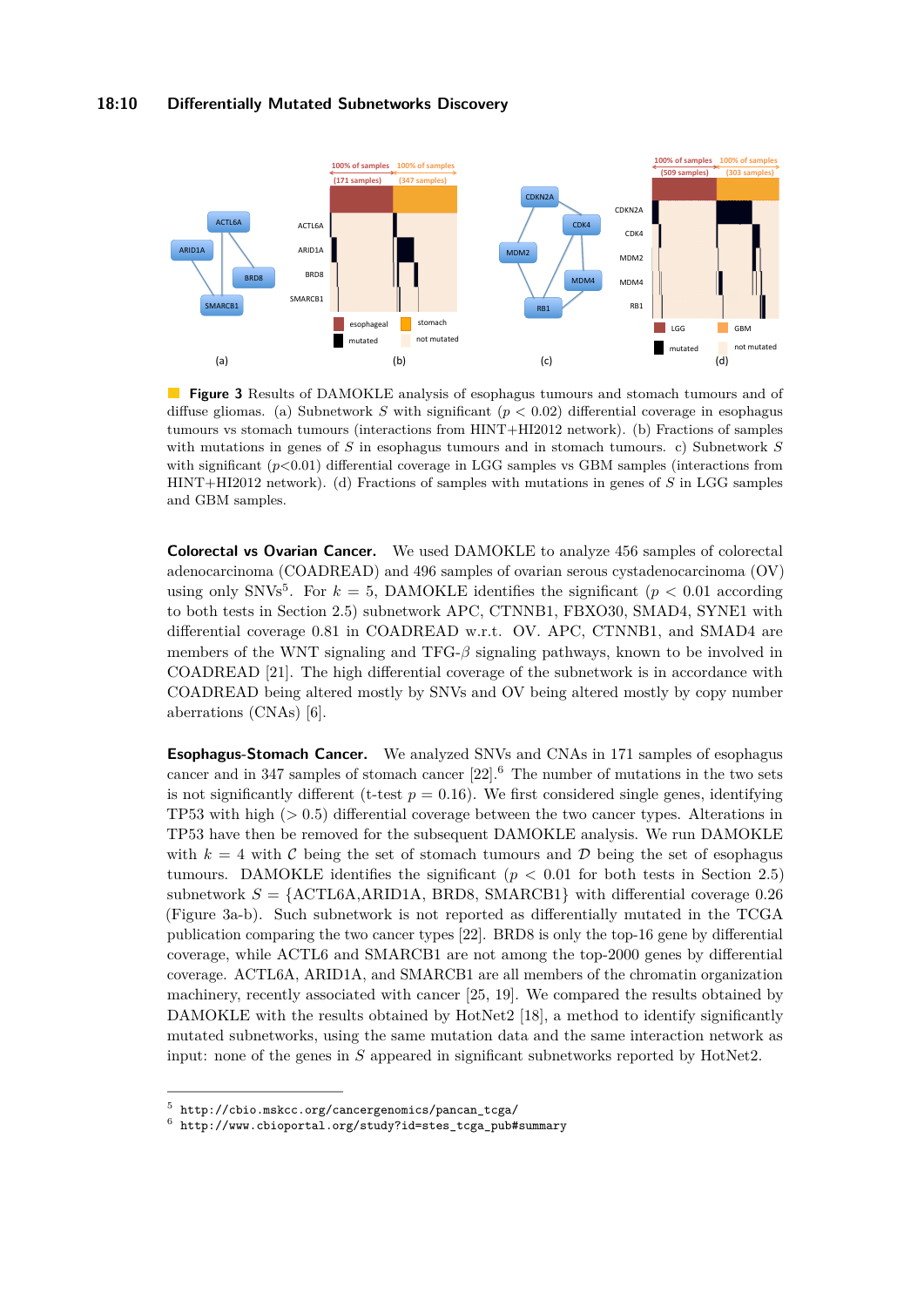**Figure 3** Results of DAMOKLE analysis of esophagus tumours and stomach tumours and of diffuse gliomas. (a) Subnetwork $S$ with significant ($p < 0.02$) differential coverage in esophagus tumours vs stomach tumours (interactions from HINT+HI2012 network). (b) Fractions of samples with mutations in genes of $S$ in esophagus tumours and in stomach tumours. c) Subnetwork $S$ with significant ($p$<0.01) differential coverage in LGG samples vs GBM samples (interactions from HINT+HI2012 network). (d) Fractions of samples with mutations in genes of $S$ in LGG samples and GBM samples.

**Colorectal vs Ovarian Cancer.** We used DAMOKLE to analyze 456 samples of colorectal adenocarcinoma (COADREAD) and 496 samples of ovarian serous cystadenocarcinoma (OV) using only SNVs[5]. For $k = 5$, DAMOKLE identifies the significant ($p < 0.01$ according to both tests in Section 2.5) subnetwork APC, CTNNB1, FBXO30, SMAD4, SYNE1 with differential coverage 0.81 in COADREAD w.r.t. OV. APC, CTNNB1, and SMAD4 are members of the WNT signaling and TFG-$\beta$ signaling pathways, known to be involved in COADREAD [21]. The high differential coverage of the subnetwork is in accordance with COADREAD being altered mostly by SNVs and OV being altered mostly by copy number aberrations (CNAs) [6].

**Esophagus-Stomach Cancer.** We analyzed SNVs and CNAs in 171 samples of esophagus cancer and in 347 samples of stomach cancer [22].[6] The number of mutations in the two sets is not significantly different (t-test $p = 0.16$). We first considered single genes, identifying TP53 with high ($> 0.5$) differential coverage between the two cancer types. Alterations in TP53 have then be removed for the subsequent DAMOKLE analysis. We run DAMOKLE with $k = 4$ with $\mathcal{C}$ being the set of stomach tumours and $\mathcal{D}$ being the set of esophagus tumours. DAMOKLE identifies the significant ($p < 0.01$ for both tests in Section 2.5) subnetwork $S = \{$ACTL6A,ARID1A, BRD8, SMARCB1$\}$ with differential coverage 0.26 (Figure 3a-b). Such subnetwork is not reported as differentially mutated in the TCGA publication comparing the two cancer types [22]. BRD8 is only the top-16 gene by differential coverage, while ACTL6 and SMARCB1 are not among the top-2000 genes by differential coverage. ACTL6A, ARID1A, and SMARCB1 are all members of the chromatin organization machinery, recently associated with cancer [25, 19]. We compared the results obtained by DAMOKLE with the results obtained by HotNet2 [18], a method to identify significantly mutated subnetworks, using the same mutation data and the same interaction network as input: none of the genes in $S$ appeared in significant subnetworks reported by HotNet2.

[5] http://cbio.mskcc.org/cancergenomics/pancan_tcga/
[6] http://www.cbioportal.org/study?id=stes_tcga_pub#summary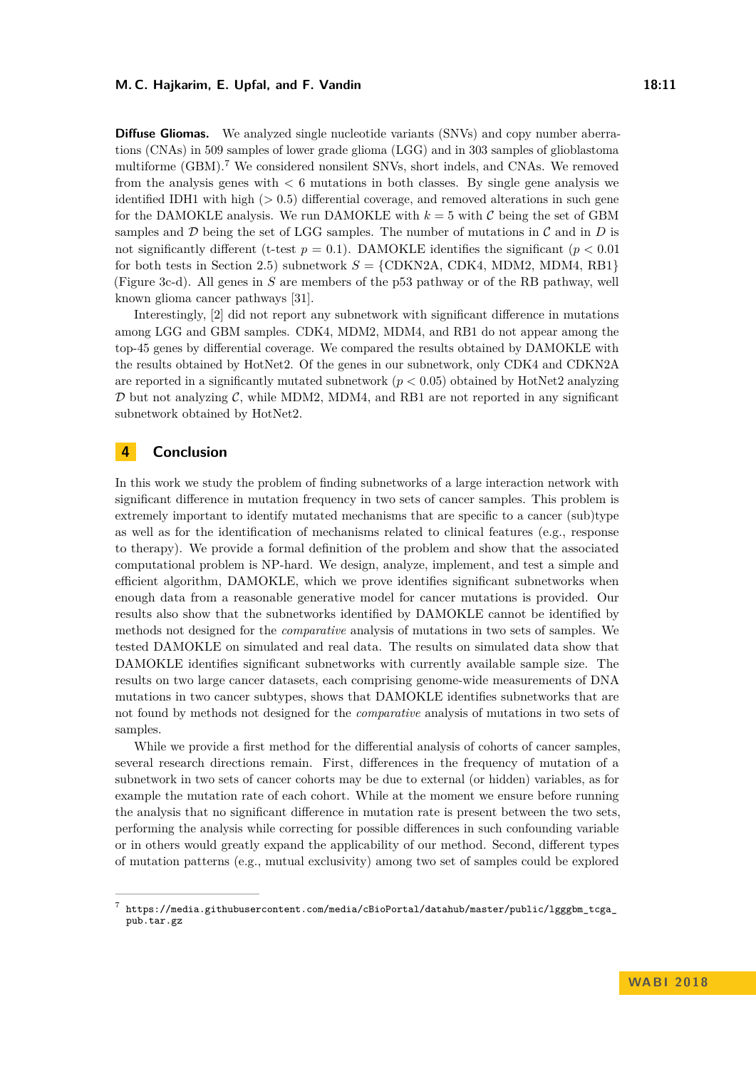**Diffuse Gliomas.** We analyzed single nucleotide variants (SNVs) and copy number aberrations (CNAs) in 509 samples of lower grade glioma (LGG) and in 303 samples of glioblastoma multiforme (GBM).[7] We considered nonsilent SNVs, short indels, and CNAs. We removed from the analysis genes with $< 6$ mutations in both classes. By single gene analysis we identified IDH1 with high ($> 0.5$) differential coverage, and removed alterations in such gene for the DAMOKLE analysis. We run DAMOKLE with $k = 5$ with $\mathcal{C}$ being the set of GBM samples and $\mathcal{D}$ being the set of LGG samples. The number of mutations in $\mathcal{C}$ and in $D$ is not significantly different (t-test $p = 0.1$). DAMOKLE identifies the significant ($p < 0.01$ for both tests in Section 2.5) subnetwork $S = \{$CDKN2A, CDK4, MDM2, MDM4, RB1$\}$ (Figure 3c-d). All genes in $S$ are members of the p53 pathway or of the RB pathway, well known glioma cancer pathways [31].

Interestingly, [2] did not report any subnetwork with significant difference in mutations among LGG and GBM samples. CDK4, MDM2, MDM4, and RB1 do not appear among the top-45 genes by differential coverage. We compared the results obtained by DAMOKLE with the results obtained by HotNet2. Of the genes in our subnetwork, only CDK4 and CDKN2A are reported in a significantly mutated subnetwork ($p < 0.05$) obtained by HotNet2 analyzing $\mathcal{D}$ but not analyzing $\mathcal{C}$, while MDM2, MDM4, and RB1 are not reported in any significant subnetwork obtained by HotNet2.

## 4 Conclusion

In this work we study the problem of finding subnetworks of a large interaction network with significant difference in mutation frequency in two sets of cancer samples. This problem is extremely important to identify mutated mechanisms that are specific to a cancer (sub)type as well as for the identification of mechanisms related to clinical features (e.g., response to therapy). We provide a formal definition of the problem and show that the associated computational problem is NP-hard. We design, analyze, implement, and test a simple and efficient algorithm, DAMOKLE, which we prove identifies significant subnetworks when enough data from a reasonable generative model for cancer mutations is provided. Our results also show that the subnetworks identified by DAMOKLE cannot be identified by methods not designed for the *comparative* analysis of mutations in two sets of samples. We tested DAMOKLE on simulated and real data. The results on simulated data show that DAMOKLE identifies significant subnetworks with currently available sample size. The results on two large cancer datasets, each comprising genome-wide measurements of DNA mutations in two cancer subtypes, shows that DAMOKLE identifies subnetworks that are not found by methods not designed for the *comparative* analysis of mutations in two sets of samples.

While we provide a first method for the differential analysis of cohorts of cancer samples, several research directions remain. First, differences in the frequency of mutation of a subnetwork in two sets of cancer cohorts may be due to external (or hidden) variables, as for example the mutation rate of each cohort. While at the moment we ensure before running the analysis that no significant difference in mutation rate is present between the two sets, performing the analysis while correcting for possible differences in such confounding variable or in others would greatly expand the applicability of our method. Second, different types of mutation patterns (e.g., mutual exclusivity) among two set of samples could be explored

---

[7] `https://media.githubusercontent.com/media/cBioPortal/datahub/master/public/lgggbm_tcga_pub.tar.gz`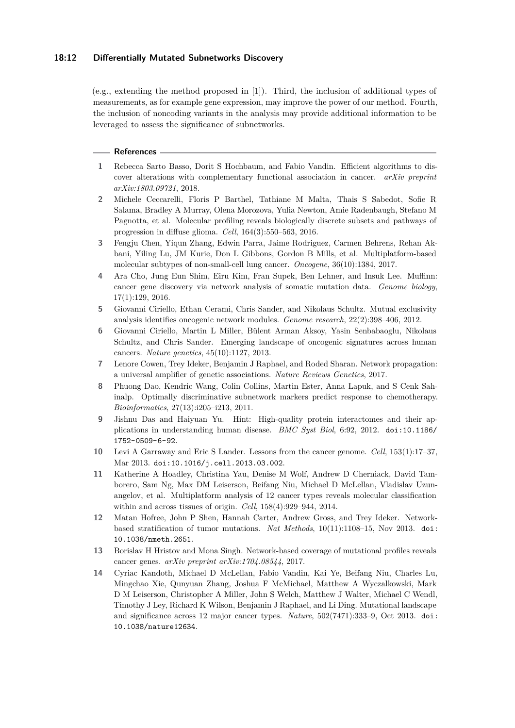(e.g., extending the method proposed in [1]). Third, the inclusion of additional types of measurements, as for example gene expression, may improve the power of our method. Fourth, the inclusion of noncoding variants in the analysis may provide additional information to be leveraged to assess the significance of subnetworks.

## References

1. Rebecca Sarto Basso, Dorit S Hochbaum, and Fabio Vandin. Efficient algorithms to discover alterations with complementary functional association in cancer. *arXiv preprint arXiv:1803.09721*, 2018.
2. Michele Ceccarelli, Floris P Barthel, Tathiane M Malta, Thais S Sabedot, Sofie R Salama, Bradley A Murray, Olena Morozova, Yulia Newton, Amie Radenbaugh, Stefano M Pagnotta, et al. Molecular profiling reveals biologically discrete subsets and pathways of progression in diffuse glioma. *Cell*, 164(3):550–563, 2016.
3. Fengju Chen, Yiqun Zhang, Edwin Parra, Jaime Rodriguez, Carmen Behrens, Rehan Akbani, Yiling Lu, JM Kurie, Don L Gibbons, Gordon B Mills, et al. Multiplatform-based molecular subtypes of non-small-cell lung cancer. *Oncogene*, 36(10):1384, 2017.
4. Ara Cho, Jung Eun Shim, Eiru Kim, Fran Supek, Ben Lehner, and Insuk Lee. Muffinn: cancer gene discovery via network analysis of somatic mutation data. *Genome biology*, 17(1):129, 2016.
5. Giovanni Ciriello, Ethan Cerami, Chris Sander, and Nikolaus Schultz. Mutual exclusivity analysis identifies oncogenic network modules. *Genome research*, 22(2):398–406, 2012.
6. Giovanni Ciriello, Martin L Miller, Bülent Arman Aksoy, Yasin Senbabaoglu, Nikolaus Schultz, and Chris Sander. Emerging landscape of oncogenic signatures across human cancers. *Nature genetics*, 45(10):1127, 2013.
7. Lenore Cowen, Trey Ideker, Benjamin J Raphael, and Roded Sharan. Network propagation: a universal amplifier of genetic associations. *Nature Reviews Genetics*, 2017.
8. Phuong Dao, Kendric Wang, Colin Collins, Martin Ester, Anna Lapuk, and S Cenk Sahinalp. Optimally discriminative subnetwork markers predict response to chemotherapy. *Bioinformatics*, 27(13):i205–i213, 2011.
9. Jishnu Das and Haiyuan Yu. Hint: High-quality protein interactomes and their applications in understanding human disease. *BMC Syst Biol*, 6:92, 2012. `doi:10.1186/1752-0509-6-92`.
10. Levi A Garraway and Eric S Lander. Lessons from the cancer genome. *Cell*, 153(1):17–37, Mar 2013. `doi:10.1016/j.cell.2013.03.002`.
11. Katherine A Hoadley, Christina Yau, Denise M Wolf, Andrew D Cherniack, David Tamborero, Sam Ng, Max DM Leiserson, Beifang Niu, Michael D McLellan, Vladislav Uzunangelov, et al. Multiplatform analysis of 12 cancer types reveals molecular classification within and across tissues of origin. *Cell*, 158(4):929–944, 2014.
12. Matan Hofree, John P Shen, Hannah Carter, Andrew Gross, and Trey Ideker. Network-based stratification of tumor mutations. *Nat Methods*, 10(11):1108–15, Nov 2013. `doi:10.1038/nmeth.2651`.
13. Borislav H Hristov and Mona Singh. Network-based coverage of mutational profiles reveals cancer genes. *arXiv preprint arXiv:1704.08544*, 2017.
14. Cyriac Kandoth, Michael D McLellan, Fabio Vandin, Kai Ye, Beifang Niu, Charles Lu, Mingchao Xie, Qunyuan Zhang, Joshua F McMichael, Matthew A Wyczalkowski, Mark D M Leiserson, Christopher A Miller, John S Welch, Matthew J Walter, Michael C Wendl, Timothy J Ley, Richard K Wilson, Benjamin J Raphael, and Li Ding. Mutational landscape and significance across 12 major cancer types. *Nature*, 502(7471):333–9, Oct 2013. `doi:10.1038/nature12634`.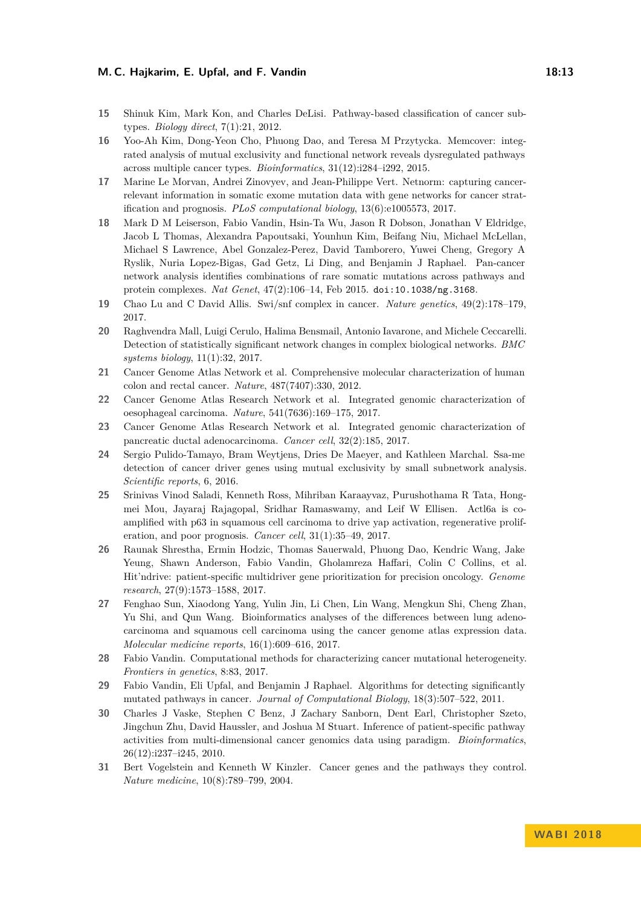15 Shinuk Kim, Mark Kon, and Charles DeLisi. Pathway-based classification of cancer subtypes. *Biology direct*, 7(1):21, 2012.

16 Yoo-Ah Kim, Dong-Yeon Cho, Phuong Dao, and Teresa M Przytycka. Memcover: integrated analysis of mutual exclusivity and functional network reveals dysregulated pathways across multiple cancer types. *Bioinformatics*, 31(12):i284–i292, 2015.

17 Marine Le Morvan, Andrei Zinovyev, and Jean-Philippe Vert. Netnorm: capturing cancer-relevant information in somatic exome mutation data with gene networks for cancer stratification and prognosis. *PLoS computational biology*, 13(6):e1005573, 2017.

18 Mark D M Leiserson, Fabio Vandin, Hsin-Ta Wu, Jason R Dobson, Jonathan V Eldridge, Jacob L Thomas, Alexandra Papoutsaki, Younhun Kim, Beifang Niu, Michael McLellan, Michael S Lawrence, Abel Gonzalez-Perez, David Tamborero, Yuwei Cheng, Gregory A Ryslik, Nuria Lopez-Bigas, Gad Getz, Li Ding, and Benjamin J Raphael. Pan-cancer network analysis identifies combinations of rare somatic mutations across pathways and protein complexes. *Nat Genet*, 47(2):106–14, Feb 2015. `doi:10.1038/ng.3168`.

19 Chao Lu and C David Allis. Swi/snf complex in cancer. *Nature genetics*, 49(2):178–179, 2017.

20 Raghvendra Mall, Luigi Cerulo, Halima Bensmail, Antonio Iavarone, and Michele Ceccarelli. Detection of statistically significant network changes in complex biological networks. *BMC systems biology*, 11(1):32, 2017.

21 Cancer Genome Atlas Network et al. Comprehensive molecular characterization of human colon and rectal cancer. *Nature*, 487(7407):330, 2012.

22 Cancer Genome Atlas Research Network et al. Integrated genomic characterization of oesophageal carcinoma. *Nature*, 541(7636):169–175, 2017.

23 Cancer Genome Atlas Research Network et al. Integrated genomic characterization of pancreatic ductal adenocarcinoma. *Cancer cell*, 32(2):185, 2017.

24 Sergio Pulido-Tamayo, Bram Weytjens, Dries De Maeyer, and Kathleen Marchal. Ssa-me detection of cancer driver genes using mutual exclusivity by small subnetwork analysis. *Scientific reports*, 6, 2016.

25 Srinivas Vinod Saladi, Kenneth Ross, Mihriban Karaayvaz, Purushothama R Tata, Hongmei Mou, Jayaraj Rajagopal, Sridhar Ramaswamy, and Leif W Ellisen. Actl6a is co-amplified with p63 in squamous cell carcinoma to drive yap activation, regenerative proliferation, and poor prognosis. *Cancer cell*, 31(1):35–49, 2017.

26 Raunak Shrestha, Ermin Hodzic, Thomas Sauerwald, Phuong Dao, Kendric Wang, Jake Yeung, Shawn Anderson, Fabio Vandin, Gholamreza Haffari, Colin C Collins, et al. Hit'ndrive: patient-specific multidriver gene prioritization for precision oncology. *Genome research*, 27(9):1573–1588, 2017.

27 Fenghao Sun, Xiaodong Yang, Yulin Jin, Li Chen, Lin Wang, Mengkun Shi, Cheng Zhan, Yu Shi, and Qun Wang. Bioinformatics analyses of the differences between lung adenocarcinoma and squamous cell carcinoma using the cancer genome atlas expression data. *Molecular medicine reports*, 16(1):609–616, 2017.

28 Fabio Vandin. Computational methods for characterizing cancer mutational heterogeneity. *Frontiers in genetics*, 8:83, 2017.

29 Fabio Vandin, Eli Upfal, and Benjamin J Raphael. Algorithms for detecting significantly mutated pathways in cancer. *Journal of Computational Biology*, 18(3):507–522, 2011.

30 Charles J Vaske, Stephen C Benz, J Zachary Sanborn, Dent Earl, Christopher Szeto, Jingchun Zhu, David Haussler, and Joshua M Stuart. Inference of patient-specific pathway activities from multi-dimensional cancer genomics data using paradigm. *Bioinformatics*, 26(12):i237–i245, 2010.

31 Bert Vogelstein and Kenneth W Kinzler. Cancer genes and the pathways they control. *Nature medicine*, 10(8):789–799, 2004.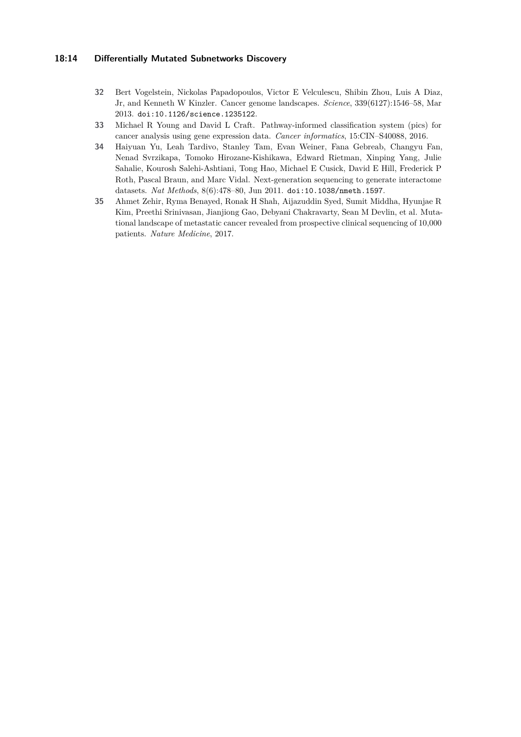**32** Bert Vogelstein, Nickolas Papadopoulos, Victor E Velculescu, Shibin Zhou, Luis A Diaz, Jr, and Kenneth W Kinzler. Cancer genome landscapes. *Science*, 339(6127):1546–58, Mar 2013. doi:10.1126/science.1235122.

**33** Michael R Young and David L Craft. Pathway-informed classification system (pics) for cancer analysis using gene expression data. *Cancer informatics*, 15:CIN–S40088, 2016.

**34** Haiyuan Yu, Leah Tardivo, Stanley Tam, Evan Weiner, Fana Gebreab, Changyu Fan, Nenad Svrzikapa, Tomoko Hirozane-Kishikawa, Edward Rietman, Xinping Yang, Julie Sahalie, Kourosh Salehi-Ashtiani, Tong Hao, Michael E Cusick, David E Hill, Frederick P Roth, Pascal Braun, and Marc Vidal. Next-generation sequencing to generate interactome datasets. *Nat Methods*, 8(6):478–80, Jun 2011. doi:10.1038/nmeth.1597.

**35** Ahmet Zehir, Ryma Benayed, Ronak H Shah, Aijazuddin Syed, Sumit Middha, Hyunjae R Kim, Preethi Srinivasan, Jianjiong Gao, Debyani Chakravarty, Sean M Devlin, et al. Mutational landscape of metastatic cancer revealed from prospective clinical sequencing of 10,000 patients. *Nature Medicine*, 2017.